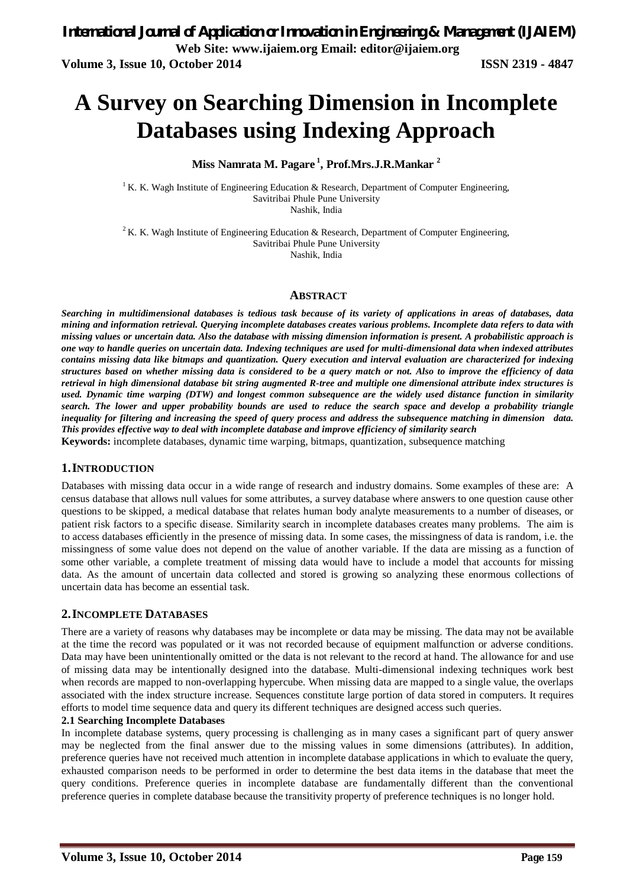# A Survey on Searching Dimension in Incomplete Databases using Indexing Approach

**Miss Namrata M. Pagare [1], Prof.Mrs.J.R.Mankar [2]**

[1] K. K. Wagh Institute of Engineering Education & Research, Department of Computer Engineering, Savitribai Phule Pune University Nashik, India

[2] K. K. Wagh Institute of Engineering Education & Research, Department of Computer Engineering, Savitribai Phule Pune University Nashik, India

## ABSTRACT

***Searching in multidimensional databases is tedious task because of its variety of applications in areas of databases, data mining and information retrieval. Querying incomplete databases creates various problems. Incomplete data refers to data with missing values or uncertain data. Also the database with missing dimension information is present. A probabilistic approach is one way to handle queries on uncertain data. Indexing techniques are used for multi-dimensional data when indexed attributes contains missing data like bitmaps and quantization. Query execution and interval evaluation are characterized for indexing structures based on whether missing data is considered to be a query match or not. Also to improve the efficiency of data retrieval in high dimensional database bit string augmented R-tree and multiple one dimensional attribute index structures is used. Dynamic time warping (DTW) and longest common subsequence are the widely used distance function in similarity search. The lower and upper probability bounds are used to reduce the search space and develop a probability triangle inequality for filtering and increasing the speed of query process and address the subsequence matching in dimension data. This provides effective way to deal with incomplete database and improve efficiency of similarity search***

**Keywords:** incomplete databases, dynamic time warping, bitmaps, quantization, subsequence matching

## 1. INTRODUCTION

Databases with missing data occur in a wide range of research and industry domains. Some examples of these are: A census database that allows null values for some attributes, a survey database where answers to one question cause other questions to be skipped, a medical database that relates human body analyte measurements to a number of diseases, or patient risk factors to a specific disease. Similarity search in incomplete databases creates many problems. The aim is to access databases efficiently in the presence of missing data. In some cases, the missingness of data is random, i.e. the missingness of some value does not depend on the value of another variable. If the data are missing as a function of some other variable, a complete treatment of missing data would have to include a model that accounts for missing data. As the amount of uncertain data collected and stored is growing so analyzing these enormous collections of uncertain data has become an essential task.

## 2. INCOMPLETE DATABASES

There are a variety of reasons why databases may be incomplete or data may be missing. The data may not be available at the time the record was populated or it was not recorded because of equipment malfunction or adverse conditions. Data may have been unintentionally omitted or the data is not relevant to the record at hand. The allowance for and use of missing data may be intentionally designed into the database. Multi-dimensional indexing techniques work best when records are mapped to non-overlapping hypercube. When missing data are mapped to a single value, the overlaps associated with the index structure increase. Sequences constitute large portion of data stored in computers. It requires efforts to model time sequence data and query its different techniques are designed access such queries.

### 2.1 Searching Incomplete Databases

In incomplete database systems, query processing is challenging as in many cases a significant part of query answer may be neglected from the final answer due to the missing values in some dimensions (attributes). In addition, preference queries have not received much attention in incomplete database applications in which to evaluate the query, exhausted comparison needs to be performed in order to determine the best data items in the database that meet the query conditions. Preference queries in incomplete database are fundamentally different than the conventional preference queries in complete database because the transitivity property of preference techniques is no longer hold.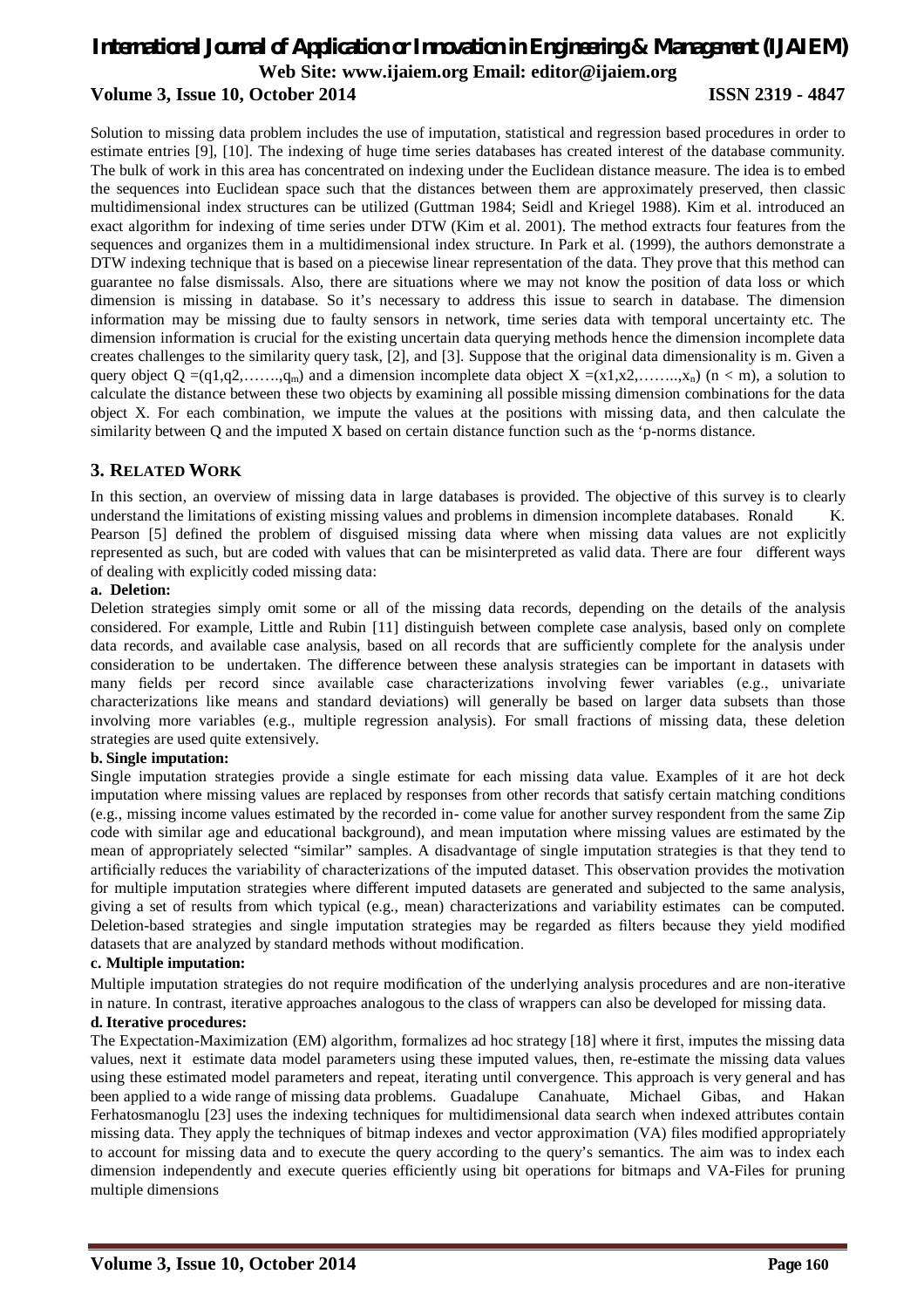Solution to missing data problem includes the use of imputation, statistical and regression based procedures in order to estimate entries [9], [10]. The indexing of huge time series databases has created interest of the database community. The bulk of work in this area has concentrated on indexing under the Euclidean distance measure. The idea is to embed the sequences into Euclidean space such that the distances between them are approximately preserved, then classic multidimensional index structures can be utilized (Guttman 1984; Seidl and Kriegel 1988). Kim et al. introduced an exact algorithm for indexing of time series under DTW (Kim et al. 2001). The method extracts four features from the sequences and organizes them in a multidimensional index structure. In Park et al. (1999), the authors demonstrate a DTW indexing technique that is based on a piecewise linear representation of the data. They prove that this method can guarantee no false dismissals. Also, there are situations where we may not know the position of data loss or which dimension is missing in database. So it's necessary to address this issue to search in database. The dimension information may be missing due to faulty sensors in network, time series data with temporal uncertainty etc. The dimension information is crucial for the existing uncertain data querying methods hence the dimension incomplete data creates challenges to the similarity query task, [2], and [3]. Suppose that the original data dimensionality is m. Given a query object $Q = (q1, q2, \ldots\ldots, q_m)$ and a dimension incomplete data object $X = (x1, x2, \ldots\ldots, x_n)$ $(n < m)$, a solution to calculate the distance between these two objects by examining all possible missing dimension combinations for the data object X. For each combination, we impute the values at the positions with missing data, and then calculate the similarity between Q and the imputed X based on certain distance function such as the 'p-norms distance.

## 3. RELATED WORK

In this section, an overview of missing data in large databases is provided. The objective of this survey is to clearly understand the limitations of existing missing values and problems in dimension incomplete databases. Ronald K. Pearson [5] defined the problem of disguised missing data where when missing data values are not explicitly represented as such, but are coded with values that can be misinterpreted as valid data. There are four different ways of dealing with explicitly coded missing data:

**a. Deletion:**

Deletion strategies simply omit some or all of the missing data records, depending on the details of the analysis considered. For example, Little and Rubin [11] distinguish between complete case analysis, based only on complete data records, and available case analysis, based on all records that are sufficiently complete for the analysis under consideration to be undertaken. The difference between these analysis strategies can be important in datasets with many fields per record since available case characterizations involving fewer variables (e.g., univariate characterizations like means and standard deviations) will generally be based on larger data subsets than those involving more variables (e.g., multiple regression analysis). For small fractions of missing data, these deletion strategies are used quite extensively.

**b. Single imputation:**

Single imputation strategies provide a single estimate for each missing data value. Examples of it are hot deck imputation where missing values are replaced by responses from other records that satisfy certain matching conditions (e.g., missing income values estimated by the recorded in- come value for another survey respondent from the same Zip code with similar age and educational background), and mean imputation where missing values are estimated by the mean of appropriately selected "similar" samples. A disadvantage of single imputation strategies is that they tend to artificially reduces the variability of characterizations of the imputed dataset. This observation provides the motivation for multiple imputation strategies where different imputed datasets are generated and subjected to the same analysis, giving a set of results from which typical (e.g., mean) characterizations and variability estimates can be computed. Deletion-based strategies and single imputation strategies may be regarded as filters because they yield modified datasets that are analyzed by standard methods without modification.

**c. Multiple imputation:**

Multiple imputation strategies do not require modification of the underlying analysis procedures and are non-iterative in nature. In contrast, iterative approaches analogous to the class of wrappers can also be developed for missing data.

**d. Iterative procedures:**

The Expectation-Maximization (EM) algorithm, formalizes ad hoc strategy [18] where it first, imputes the missing data values, next it estimate data model parameters using these imputed values, then, re-estimate the missing data values using these estimated model parameters and repeat, iterating until convergence. This approach is very general and has been applied to a wide range of missing data problems. Guadalupe Canahuate, Michael Gibas, and Hakan Ferhatosmanoglu [23] uses the indexing techniques for multidimensional data search when indexed attributes contain missing data. They apply the techniques of bitmap indexes and vector approximation (VA) files modified appropriately to account for missing data and to execute the query according to the query's semantics. The aim was to index each dimension independently and execute queries efficiently using bit operations for bitmaps and VA-Files for pruning multiple dimensions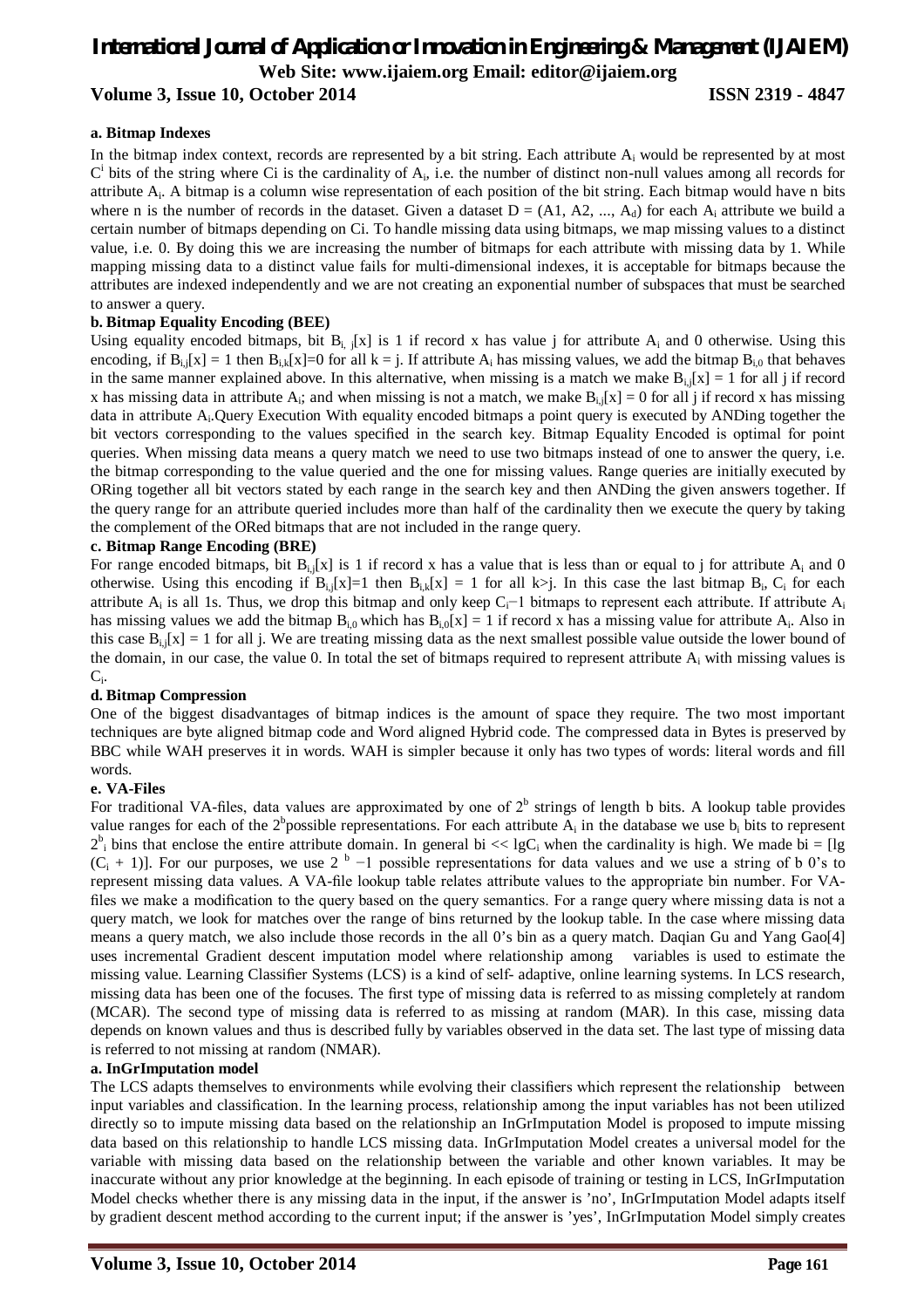**a. Bitmap Indexes**

In the bitmap index context, records are represented by a bit string. Each attribute $A_i$ would be represented by at most $C^i$ bits of the string where Ci is the cardinality of $A_i$, i.e. the number of distinct non-null values among all records for attribute $A_i$. A bitmap is a column wise representation of each position of the bit string. Each bitmap would have n bits where n is the number of records in the dataset. Given a dataset D = (A1, A2, ..., $A_d$) for each $A_i$ attribute we build a certain number of bitmaps depending on Ci. To handle missing data using bitmaps, we map missing values to a distinct value, i.e. 0. By doing this we are increasing the number of bitmaps for each attribute with missing data by 1. While mapping missing data to a distinct value fails for multi-dimensional indexes, it is acceptable for bitmaps because the attributes are indexed independently and we are not creating an exponential number of subspaces that must be searched to answer a query.

**b. Bitmap Equality Encoding (BEE)**

Using equality encoded bitmaps, bit $B_{i,j}[x]$ is 1 if record x has value j for attribute $A_i$ and 0 otherwise. Using this encoding, if $B_{i,j}[x] = 1$ then $B_{i,k}[x]=0$ for all k = j. If attribute $A_i$ has missing values, we add the bitmap $B_{i,0}$ that behaves in the same manner explained above. In this alternative, when missing is a match we make $B_{i,j}[x] = 1$ for all j if record x has missing data in attribute $A_i$; and when missing is not a match, we make $B_{i,j}[x] = 0$ for all j if record x has missing data in attribute $A_i$.Query Execution With equality encoded bitmaps a point query is executed by ANDing together the bit vectors corresponding to the values specified in the search key. Bitmap Equality Encoded is optimal for point queries. When missing data means a query match we need to use two bitmaps instead of one to answer the query, i.e. the bitmap corresponding to the value queried and the one for missing values. Range queries are initially executed by ORing together all bit vectors stated by each range in the search key and then ANDing the given answers together. If the query range for an attribute queried includes more than half of the cardinality then we execute the query by taking the complement of the ORed bitmaps that are not included in the range query.

**c. Bitmap Range Encoding (BRE)**

For range encoded bitmaps, bit $B_{i,j}[x]$ is 1 if record x has a value that is less than or equal to j for attribute $A_i$ and 0 otherwise. Using this encoding if $B_{i,j}[x]=1$ then $B_{i,k}[x] = 1$ for all k>j. In this case the last bitmap $B_i$, $C_i$ for each attribute $A_i$ is all 1s. Thus, we drop this bitmap and only keep $C_i-1$ bitmaps to represent each attribute. If attribute $A_i$ has missing values we add the bitmap $B_{i,0}$ which has $B_{i,0}[x] = 1$ if record x has a missing value for attribute $A_i$. Also in this case $B_{i,j}[x] = 1$ for all j. We are treating missing data as the next smallest possible value outside the lower bound of the domain, in our case, the value 0. In total the set of bitmaps required to represent attribute $A_i$ with missing values is $C_i$.

**d. Bitmap Compression**

One of the biggest disadvantages of bitmap indices is the amount of space they require. The two most important techniques are byte aligned bitmap code and Word aligned Hybrid code. The compressed data in Bytes is preserved by BBC while WAH preserves it in words. WAH is simpler because it only has two types of words: literal words and fill words.

**e. VA-Files**

For traditional VA-files, data values are approximated by one of $2^b$ strings of length b bits. A lookup table provides value ranges for each of the $2^b$possible representations. For each attribute $A_i$ in the database we use $b_i$ bits to represent $2^b{}_i$ bins that enclose the entire attribute domain. In general bi << $\lg C_i$ when the cardinality is high. We made bi = [lg ($C_i$ + 1)]. For our purposes, we use $2^{\ b} - 1$ possible representations for data values and we use a string of b 0's to represent missing data values. A VA-file lookup table relates attribute values to the appropriate bin number. For VA-files we make a modification to the query based on the query semantics. For a range query where missing data is not a query match, we look for matches over the range of bins returned by the lookup table. In the case where missing data means a query match, we also include those records in the all 0's bin as a query match. Daqian Gu and Yang Gao[4] uses incremental Gradient descent imputation model where relationship among variables is used to estimate the missing value. Learning Classifier Systems (LCS) is a kind of self- adaptive, online learning systems. In LCS research, missing data has been one of the focuses. The first type of missing data is referred to as missing completely at random (MCAR). The second type of missing data is referred to as missing at random (MAR). In this case, missing data depends on known values and thus is described fully by variables observed in the data set. The last type of missing data is referred to not missing at random (NMAR).

**a. InGrImputation model**

The LCS adapts themselves to environments while evolving their classifiers which represent the relationship between input variables and classification. In the learning process, relationship among the input variables has not been utilized directly so to impute missing data based on the relationship an InGrImputation Model is proposed to impute missing data based on this relationship to handle LCS missing data. InGrImputation Model creates a universal model for the variable with missing data based on the relationship between the variable and other known variables. It may be inaccurate without any prior knowledge at the beginning. In each episode of training or testing in LCS, InGrImputation Model checks whether there is any missing data in the input, if the answer is 'no', InGrImputation Model adapts itself by gradient descent method according to the current input; if the answer is 'yes', InGrImputation Model simply creates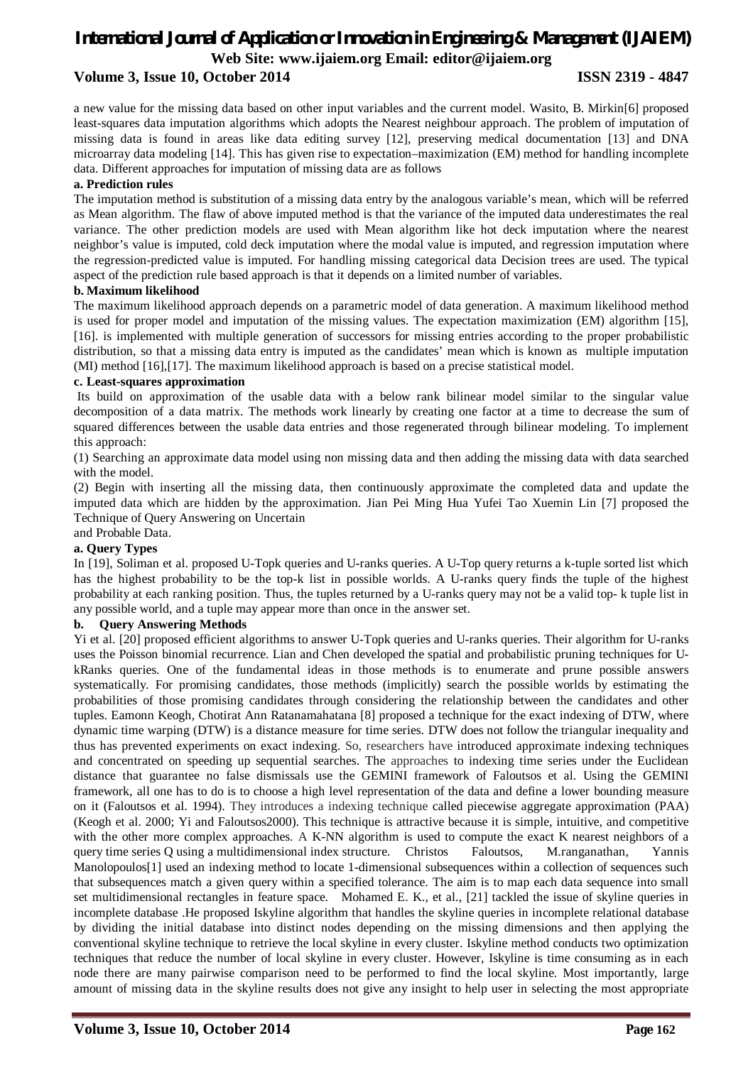a new value for the missing data based on other input variables and the current model. Wasito, B. Mirkin[6] proposed least-squares data imputation algorithms which adopts the Nearest neighbour approach. The problem of imputation of missing data is found in areas like data editing survey [12], preserving medical documentation [13] and DNA microarray data modeling [14]. This has given rise to expectation–maximization (EM) method for handling incomplete data. Different approaches for imputation of missing data are as follows

**a. Prediction rules**

The imputation method is substitution of a missing data entry by the analogous variable's mean, which will be referred as Mean algorithm. The flaw of above imputed method is that the variance of the imputed data underestimates the real variance. The other prediction models are used with Mean algorithm like hot deck imputation where the nearest neighbor's value is imputed, cold deck imputation where the modal value is imputed, and regression imputation where the regression-predicted value is imputed. For handling missing categorical data Decision trees are used. The typical aspect of the prediction rule based approach is that it depends on a limited number of variables.

**b. Maximum likelihood**

The maximum likelihood approach depends on a parametric model of data generation. A maximum likelihood method is used for proper model and imputation of the missing values. The expectation maximization (EM) algorithm [15], [16]. is implemented with multiple generation of successors for missing entries according to the proper probabilistic distribution, so that a missing data entry is imputed as the candidates' mean which is known as multiple imputation (MI) method [16],[17]. The maximum likelihood approach is based on a precise statistical model.

**c. Least-squares approximation**

Its build on approximation of the usable data with a below rank bilinear model similar to the singular value decomposition of a data matrix. The methods work linearly by creating one factor at a time to decrease the sum of squared differences between the usable data entries and those regenerated through bilinear modeling. To implement this approach:

(1) Searching an approximate data model using non missing data and then adding the missing data with data searched with the model.

(2) Begin with inserting all the missing data, then continuously approximate the completed data and update the imputed data which are hidden by the approximation. Jian Pei Ming Hua Yufei Tao Xuemin Lin [7] proposed the Technique of Query Answering on Uncertain
and Probable Data.

**a. Query Types**

In [19], Soliman et al. proposed U-Topk queries and U-ranks queries. A U-Top query returns a k-tuple sorted list which has the highest probability to be the top-k list in possible worlds. A U-ranks query finds the tuple of the highest probability at each ranking position. Thus, the tuples returned by a U-ranks query may not be a valid top- k tuple list in any possible world, and a tuple may appear more than once in the answer set.

**b. Query Answering Methods**

Yi et al. [20] proposed efficient algorithms to answer U-Topk queries and U-ranks queries. Their algorithm for U-ranks uses the Poisson binomial recurrence. Lian and Chen developed the spatial and probabilistic pruning techniques for U-kRanks queries. One of the fundamental ideas in those methods is to enumerate and prune possible answers systematically. For promising candidates, those methods (implicitly) search the possible worlds by estimating the probabilities of those promising candidates through considering the relationship between the candidates and other tuples. Eamonn Keogh, Chotirat Ann Ratanamahatana [8] proposed a technique for the exact indexing of DTW, where dynamic time warping (DTW) is a distance measure for time series. DTW does not follow the triangular inequality and thus has prevented experiments on exact indexing. So, researchers have introduced approximate indexing techniques and concentrated on speeding up sequential searches. The approaches to indexing time series under the Euclidean distance that guarantee no false dismissals use the GEMINI framework of Faloutsos et al. Using the GEMINI framework, all one has to do is to choose a high level representation of the data and define a lower bounding measure on it (Faloutsos et al. 1994). They introduces a indexing technique called piecewise aggregate approximation (PAA) (Keogh et al. 2000; Yi and Faloutsos2000). This technique is attractive because it is simple, intuitive, and competitive with the other more complex approaches. A K-NN algorithm is used to compute the exact K nearest neighbors of a query time series Q using a multidimensional index structure. Christos Faloutsos, M.ranganathan, Yannis Manolopoulos[1] used an indexing method to locate 1-dimensional subsequences within a collection of sequences such that subsequences match a given query within a specified tolerance. The aim is to map each data sequence into small set multidimensional rectangles in feature space. Mohamed E. K., et al., [21] tackled the issue of skyline queries in incomplete database .He proposed Iskyline algorithm that handles the skyline queries in incomplete relational database by dividing the initial database into distinct nodes depending on the missing dimensions and then applying the conventional skyline technique to retrieve the local skyline in every cluster. Iskyline method conducts two optimization techniques that reduce the number of local skyline in every cluster. However, Iskyline is time consuming as in each node there are many pairwise comparison need to be performed to find the local skyline. Most importantly, large amount of missing data in the skyline results does not give any insight to help user in selecting the most appropriate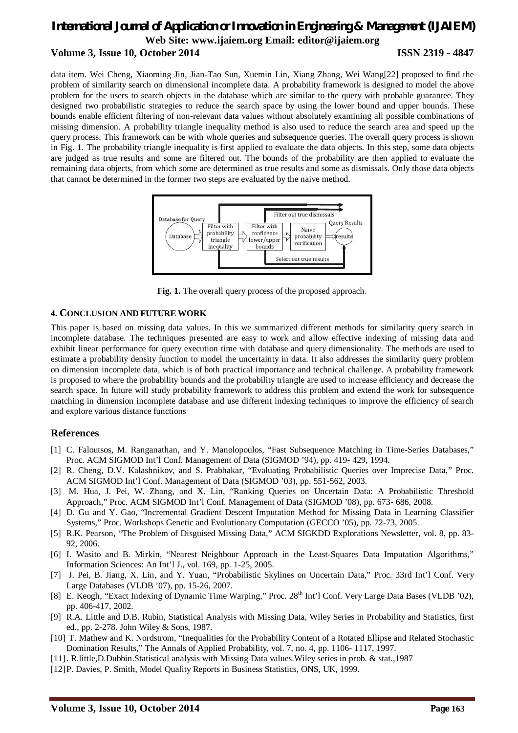data item. Wei Cheng, Xiaoming Jin, Jian-Tao Sun, Xuemin Lin, Xiang Zhang, Wei Wang[22] proposed to find the problem of similarity search on dimensional incomplete data. A probability framework is designed to model the above problem for the users to search objects in the database which are similar to the query with probable guarantee. They designed two probabilistic strategies to reduce the search space by using the lower bound and upper bounds. These bounds enable efficient filtering of non-relevant data values without absolutely examining all possible combinations of missing dimension. A probability triangle inequality method is also used to reduce the search area and speed up the query process. This framework can be with whole queries and subsequence queries. The overall query process is shown in Fig. 1. The probability triangle inequality is first applied to evaluate the data objects. In this step, some data objects are judged as true results and some are filtered out. The bounds of the probability are then applied to evaluate the remaining data objects, from which some are determined as true results and some as dismissals. Only those data objects that cannot be determined in the former two steps are evaluated by the naive method.

**Fig. 1.** The overall query process of the proposed approach.

#### 4. CONCLUSION AND FUTURE WORK

This paper is based on missing data values. In this we summarized different methods for similarity query search in incomplete database. The techniques presented are easy to work and allow effective indexing of missing data and exhibit linear performance for query execution time with database and query dimensionality. The methods are used to estimate a probability density function to model the uncertainty in data. It also addresses the similarity query problem on dimension incomplete data, which is of both practical importance and technical challenge. A probability framework is proposed to where the probability bounds and the probability triangle are used to increase efficiency and decrease the search space. In future will study probability framework to address this problem and extend the work for subsequence matching in dimension incomplete database and use different indexing techniques to improve the efficiency of search and explore various distance functions

## References

[1] C. Faloutsos, M. Ranganathan, and Y. Manolopoulos, "Fast Subsequence Matching in Time-Series Databases," Proc. ACM SIGMOD Int'l Conf. Management of Data (SIGMOD '94), pp. 419- 429, 1994.

[2] R. Cheng, D.V. Kalashnikov, and S. Prabhakar, "Evaluating Probabilistic Queries over Imprecise Data," Proc. ACM SIGMOD Int'l Conf. Management of Data (SIGMOD '03), pp. 551-562, 2003.

[3] M. Hua, J. Pei, W. Zhang, and X. Lin, "Ranking Queries on Uncertain Data: A Probabilistic Threshold Approach," Proc. ACM SIGMOD Int'l Conf. Management of Data (SIGMOD '08), pp. 673- 686, 2008.

[4] D. Gu and Y. Gao, "Incremental Gradient Descent Imputation Method for Missing Data in Learning Classifier Systems," Proc. Workshops Genetic and Evolutionary Computation (GECCO '05), pp. 72-73, 2005.

[5] R.K. Pearson, "The Problem of Disguised Missing Data," ACM SIGKDD Explorations Newsletter, vol. 8, pp. 83-92, 2006.

[6] I. Wasito and B. Mirkin, "Nearest Neighbour Approach in the Least-Squares Data Imputation Algorithms," Information Sciences: An Int'l J., vol. 169, pp. 1-25, 2005.

[7] J. Pei, B. Jiang, X. Lin, and Y. Yuan, "Probabilistic Skylines on Uncertain Data," Proc. 33rd Int'l Conf. Very Large Databases (VLDB '07), pp. 15-26, 2007.

[8] E. Keogh, "Exact Indexing of Dynamic Time Warping," Proc. 28th Int'l Conf. Very Large Data Bases (VLDB '02), pp. 406-417, 2002.

[9] R.A. Little and D.B. Rubin, Statistical Analysis with Missing Data, Wiley Series in Probability and Statistics, first ed., pp. 2-278. John Wiley & Sons, 1987.

[10] T. Mathew and K. Nordstrom, "Inequalities for the Probability Content of a Rotated Ellipse and Related Stochastic Domination Results," The Annals of Applied Probability, vol. 7, no. 4, pp. 1106- 1117, 1997.

[11]. R.little,D.Dubbin.Statistical analysis with Missing Data values.Wiley series in prob. & stat.,1987

[12] P. Davies, P. Smith, Model Quality Reports in Business Statistics, ONS, UK, 1999.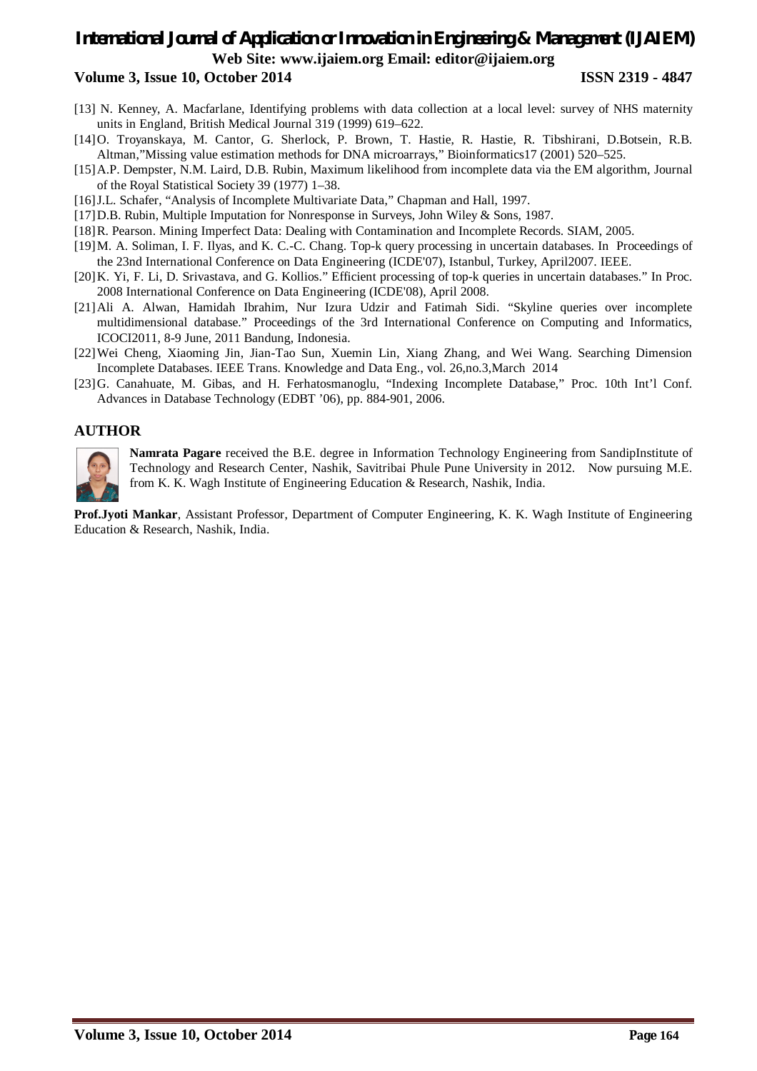[13] N. Kenney, A. Macfarlane, Identifying problems with data collection at a local level: survey of NHS maternity units in England, British Medical Journal 319 (1999) 619–622.

[14] O. Troyanskaya, M. Cantor, G. Sherlock, P. Brown, T. Hastie, R. Hastie, R. Tibshirani, D.Botsein, R.B. Altman,"Missing value estimation methods for DNA microarrays," Bioinformatics17 (2001) 520–525.

[15] A.P. Dempster, N.M. Laird, D.B. Rubin, Maximum likelihood from incomplete data via the EM algorithm, Journal of the Royal Statistical Society 39 (1977) 1–38.

[16] J.L. Schafer, "Analysis of Incomplete Multivariate Data," Chapman and Hall, 1997.

[17] D.B. Rubin, Multiple Imputation for Nonresponse in Surveys, John Wiley & Sons, 1987.

[18] R. Pearson. Mining Imperfect Data: Dealing with Contamination and Incomplete Records. SIAM, 2005.

[19] M. A. Soliman, I. F. Ilyas, and K. C.-C. Chang. Top-k query processing in uncertain databases. In Proceedings of the 23nd International Conference on Data Engineering (ICDE'07), Istanbul, Turkey, April2007. IEEE.

[20] K. Yi, F. Li, D. Srivastava, and G. Kollios." Efficient processing of top-k queries in uncertain databases." In Proc. 2008 International Conference on Data Engineering (ICDE'08), April 2008.

[21] Ali A. Alwan, Hamidah Ibrahim, Nur Izura Udzir and Fatimah Sidi. "Skyline queries over incomplete multidimensional database." Proceedings of the 3rd International Conference on Computing and Informatics, ICOCI2011, 8-9 June, 2011 Bandung, Indonesia.

[22] Wei Cheng, Xiaoming Jin, Jian-Tao Sun, Xuemin Lin, Xiang Zhang, and Wei Wang. Searching Dimension Incomplete Databases. IEEE Trans. Knowledge and Data Eng., vol. 26,no.3,March 2014

[23] G. Canahuate, M. Gibas, and H. Ferhatosmanoglu, "Indexing Incomplete Database," Proc. 10th Int'l Conf. Advances in Database Technology (EDBT '06), pp. 884-901, 2006.

## AUTHOR

**Namrata Pagare** received the B.E. degree in Information Technology Engineering from SandipInstitute of Technology and Research Center, Nashik, Savitribai Phule Pune University in 2012. Now pursuing M.E. from K. K. Wagh Institute of Engineering Education & Research, Nashik, India.

**Prof.Jyoti Mankar**, Assistant Professor, Department of Computer Engineering, K. K. Wagh Institute of Engineering Education & Research, Nashik, India.